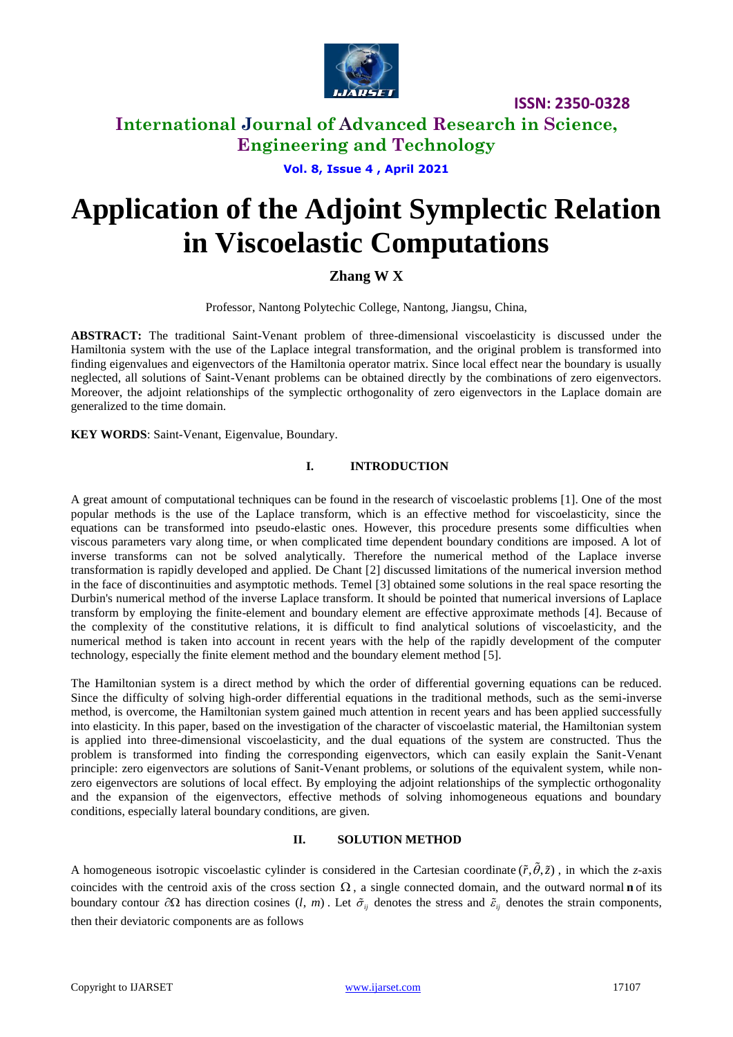# Application of the Adjoint Symplectic Relation in Viscoelastic Computations

**Zhang W X**

Professor, Nantong Polytechic College, Nantong, Jiangsu, China,

**ABSTRACT:** The traditional Saint-Venant problem of three-dimensional viscoelasticity is discussed under the Hamiltonia system with the use of the Laplace integral transformation, and the original problem is transformed into finding eigenvalues and eigenvectors of the Hamiltonia operator matrix. Since local effect near the boundary is usually neglected, all solutions of Saint-Venant problems can be obtained directly by the combinations of zero eigenvectors. Moreover, the adjoint relationships of the symplectic orthogonality of zero eigenvectors in the Laplace domain are generalized to the time domain.

**KEY WORDS**: Saint-Venant, Eigenvalue, Boundary.

## I. INTRODUCTION

A great amount of computational techniques can be found in the research of viscoelastic problems [1]. One of the most popular methods is the use of the Laplace transform, which is an effective method for viscoelasticity, since the equations can be transformed into pseudo-elastic ones. However, this procedure presents some difficulties when viscous parameters vary along time, or when complicated time dependent boundary conditions are imposed. A lot of inverse transforms can not be solved analytically. Therefore the numerical method of the Laplace inverse transformation is rapidly developed and applied. De Chant [2] discussed limitations of the numerical inversion method in the face of discontinuities and asymptotic methods. Temel [3] obtained some solutions in the real space resorting the Durbin's numerical method of the inverse Laplace transform. It should be pointed that numerical inversions of Laplace transform by employing the finite-element and boundary element are effective approximate methods [4]. Because of the complexity of the constitutive relations, it is difficult to find analytical solutions of viscoelasticity, and the numerical method is taken into account in recent years with the help of the rapidly development of the computer technology, especially the finite element method and the boundary element method [5].

The Hamiltonian system is a direct method by which the order of differential governing equations can be reduced. Since the difficulty of solving high-order differential equations in the traditional methods, such as the semi-inverse method, is overcome, the Hamiltonian system gained much attention in recent years and has been applied successfully into elasticity. In this paper, based on the investigation of the character of viscoelastic material, the Hamiltonian system is applied into three-dimensional viscoelasticity, and the dual equations of the system are constructed. Thus the problem is transformed into finding the corresponding eigenvectors, which can easily explain the Sanit-Venant principle: zero eigenvectors are solutions of Sanit-Venant problems, or solutions of the equivalent system, while non-zero eigenvectors are solutions of local effect. By employing the adjoint relationships of the symplectic orthogonality and the expansion of the eigenvectors, effective methods of solving inhomogeneous equations and boundary conditions, especially lateral boundary conditions, are given.

## II. SOLUTION METHOD

A homogeneous isotropic viscoelastic cylinder is considered in the Cartesian coordinate $(\tilde{r}, \tilde{\theta}, \tilde{z})$, in which the *z*-axis coincides with the centroid axis of the cross section $\Omega$, a single connected domain, and the outward normal $\mathbf{n}$ of its boundary contour $\partial\Omega$ has direction cosines $(l, m)$. Let $\tilde{\sigma}_{ij}$ denotes the stress and $\tilde{\varepsilon}_{ij}$ denotes the strain components, then their deviatoric components are as follows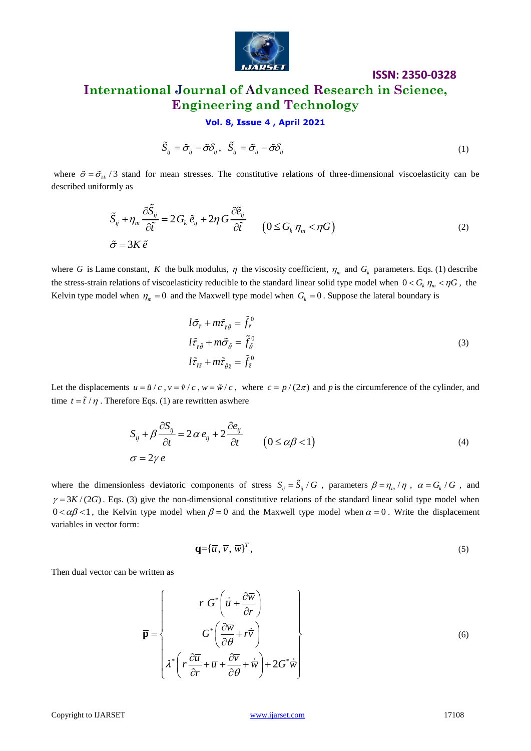$$\tilde{S}_{ij} = \tilde{\sigma}_{ij} - \tilde{\sigma}\delta_{ij}, \;\; \tilde{S}_{ij} = \tilde{\sigma}_{ij} - \tilde{\sigma}\delta_{ij} \tag{1}$$

where $\tilde{\sigma} = \tilde{\sigma}_{kk}/3$ stand for mean stresses. The constitutive relations of three-dimensional viscoelasticity can be described uniformly as

$$\begin{aligned} &\tilde{S}_{ij} + \eta_m \frac{\partial \tilde{S}_{ij}}{\partial \tilde{t}} = 2G_k\,\tilde{e}_{ij} + 2\eta G \frac{\partial \tilde{e}_{ij}}{\partial \tilde{t}} \qquad \left(0 \le G_k\,\eta_m < \eta G\right) \\ &\tilde{\sigma} = 3K\,\tilde{e} \end{aligned} \tag{2}$$

where $G$ is Lame constant, $K$ the bulk modulus, $\eta$ the viscosity coefficient, $\eta_m$ and $G_k$ parameters. Eqs. (1) describe the stress-strain relations of viscoelasticity reducible to the standard linear solid type model when $0 < G_k\,\eta_m < \eta G$, the Kelvin type model when $\eta_m = 0$ and the Maxwell type model when $G_k = 0$. Suppose the lateral boundary is

$$\begin{aligned} l\tilde{\sigma}_{\tilde{r}} + m\tilde{\tau}_{\tilde{r}\tilde{\theta}} &= \tilde{f}_{\tilde{r}}^{\,0} \\ l\tilde{\tau}_{\tilde{r}\tilde{\theta}} + m\tilde{\sigma}_{\tilde{\theta}} &= \tilde{f}_{\tilde{\theta}}^{\,0} \\ l\tilde{\tau}_{\tilde{r}\tilde{z}} + m\tilde{\tau}_{\tilde{\theta}\tilde{z}} &= \tilde{f}_{\tilde{z}}^{\,0} \end{aligned} \tag{3}$$

Let the displacements $u = \tilde{u}/c$, $v = \tilde{v}/c$, $w = \tilde{w}/c$, where $c = p/(2\pi)$ and $p$ is the circumference of the cylinder, and time $t = \tilde{t}/\eta$. Therefore Eqs. (1) are rewritten aswhere

$$\begin{aligned} &S_{ij} + \beta \frac{\partial S_{ij}}{\partial t} = 2\alpha\, e_{ij} + 2\frac{\partial e_{ij}}{\partial t} \qquad \left(0 \le \alpha\beta < 1\right) \\ &\sigma = 2\gamma\, e \end{aligned} \tag{4}$$

where the dimensionless deviatoric components of stress $S_{ij} = \tilde{S}_{ij}/G$, parameters $\beta = \eta_m/\eta$, $\alpha = G_k/G$, and $\gamma = 3K/(2G)$. Eqs. (3) give the non-dimensional constitutive relations of the standard linear solid type model when $0 < \alpha\beta < 1$, the Kelvin type model when $\beta = 0$ and the Maxwell type model when $\alpha = 0$. Write the displacement variables in vector form:

$$\overline{\mathbf{q}} = \{\overline{u}, \overline{v}, \overline{w}\}^T, \tag{5}$$

Then dual vector can be written as

$$\overline{\mathbf{p}} = \begin{Bmatrix} r\,G^*\left(\dot{\overline{u}} + \dfrac{\partial \overline{w}}{\partial r}\right) \\ G^*\left(\dfrac{\partial \overline{w}}{\partial \theta} + r\dot{\overline{v}}\right) \\ \lambda^*\left(r\dfrac{\partial \overline{u}}{\partial r} + \overline{u} + \dfrac{\partial \overline{v}}{\partial \theta} + \dot{\overline{w}}\right) + 2G^*\dot{\overline{w}} \end{Bmatrix} \tag{6}$$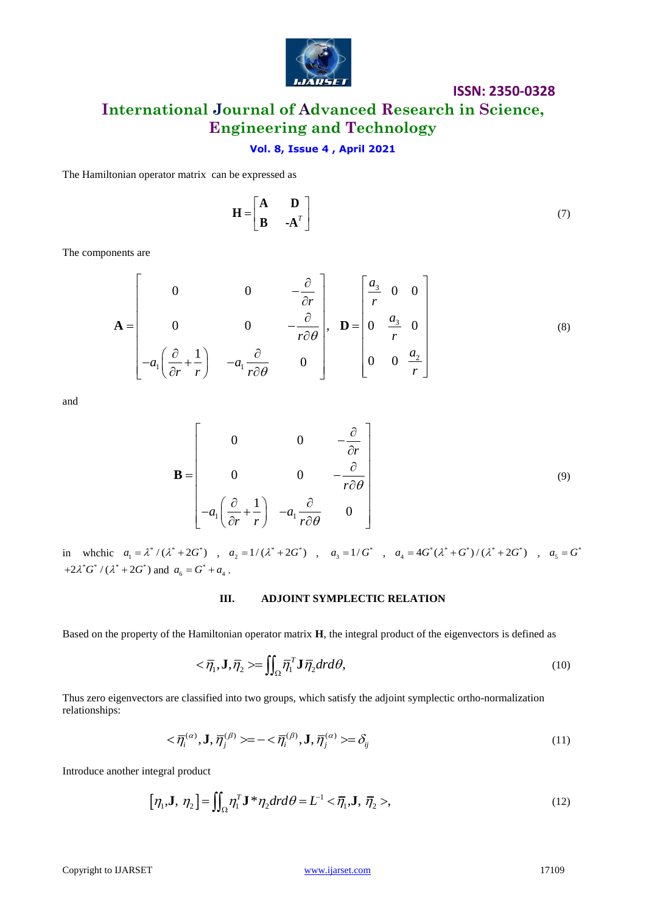The Hamiltonian operator matrix can be expressed as

$$\mathbf{H} = \begin{bmatrix} \mathbf{A} & \mathbf{D} \\ \mathbf{B} & -\mathbf{A}^T \end{bmatrix} \tag{7}$$

The components are

$$\mathbf{A} = \begin{bmatrix} 0 & 0 & -\dfrac{\partial}{\partial r} \\ 0 & 0 & -\dfrac{\partial}{r\partial\theta} \\ -a_1\left(\dfrac{\partial}{\partial r} + \dfrac{1}{r}\right) & -a_1\dfrac{\partial}{r\partial\theta} & 0 \end{bmatrix}, \quad \mathbf{D} = \begin{bmatrix} \dfrac{a_3}{r} & 0 & 0 \\ 0 & \dfrac{a_3}{r} & 0 \\ 0 & 0 & \dfrac{a_2}{r} \end{bmatrix} \tag{8}$$

and

$$\mathbf{B} = \begin{bmatrix} 0 & 0 & -\dfrac{\partial}{\partial r} \\ 0 & 0 & -\dfrac{\partial}{r\partial\theta} \\ -a_1\left(\dfrac{\partial}{\partial r} + \dfrac{1}{r}\right) & -a_1\dfrac{\partial}{r\partial\theta} & 0 \end{bmatrix} \tag{9}$$

in whchic $a_1 = \lambda^*/(\lambda^* + 2G^*)$ , $a_2 = 1/(\lambda^* + 2G^*)$ , $a_3 = 1/G^*$ , $a_4 = 4G^*(\lambda^* + G^*)/(\lambda^* + 2G^*)$ , $a_5 = G^* + 2\lambda^* G^*/(\lambda^* + 2G^*)$ and $a_6 = G^* + a_4$ .

## III. ADJOINT SYMPLECTIC RELATION

Based on the property of the Hamiltonian operator matrix **H**, the integral product of the eigenvectors is defined as

$$<\bar{\eta}_1, \mathbf{J}, \bar{\eta}_2> = \iint_\Omega \bar{\eta}_1^T \mathbf{J} \bar{\eta}_2 dr d\theta, \tag{10}$$

Thus zero eigenvectors are classified into two groups, which satisfy the adjoint symplectic ortho-normalization relationships:

$$<\bar{\eta}_i^{(\alpha)}, \mathbf{J}, \bar{\eta}_j^{(\beta)}> = -<\bar{\eta}_i^{(\beta)}, \mathbf{J}, \bar{\eta}_j^{(\alpha)}> = \delta_{ij} \tag{11}$$

Introduce another integral product

$$\left[\eta_1, \mathbf{J}, \eta_2\right] = \iint_\Omega \eta_1^T \mathbf{J}^* \eta_2 dr d\theta = L^{-1} <\bar{\eta}_1, \mathbf{J}, \bar{\eta}_2>, \tag{12}$$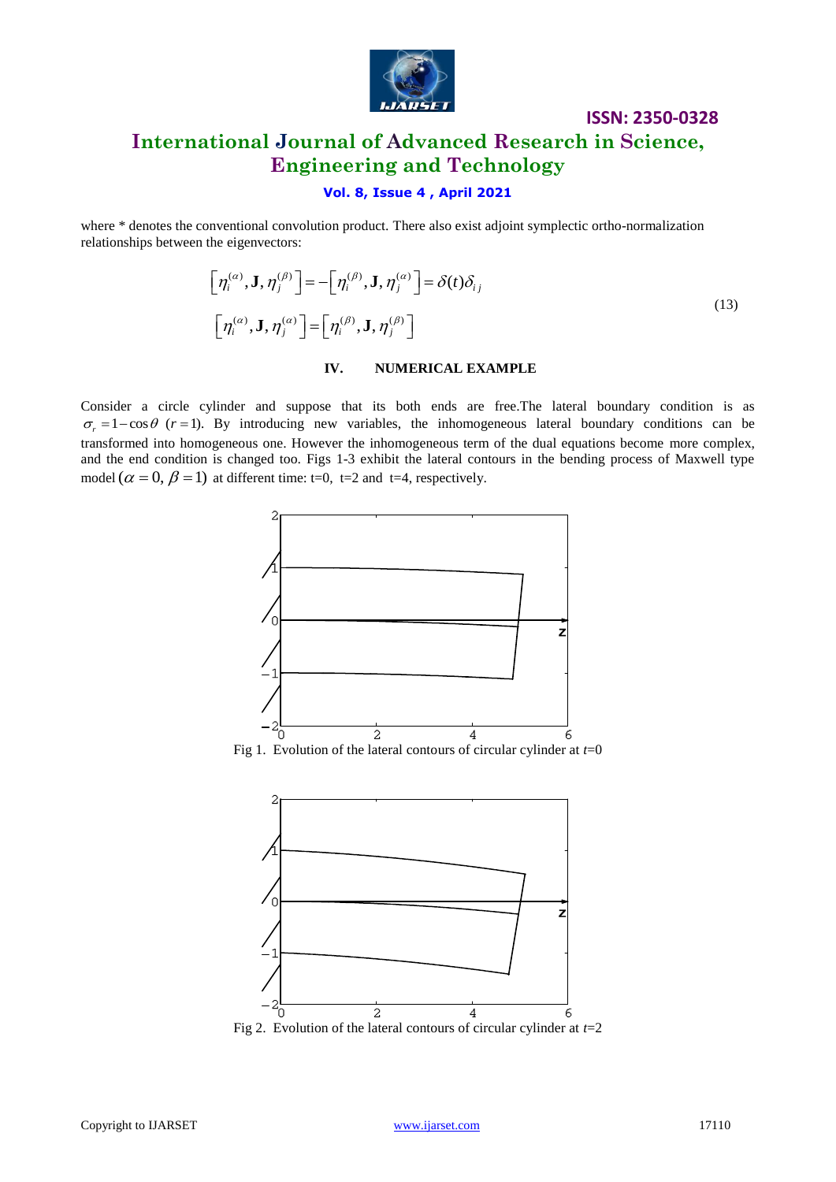where * denotes the conventional convolution product. There also exist adjoint symplectic ortho-normalization relationships between the eigenvectors:

$$
\begin{aligned}
&\left[\eta_i^{(\alpha)}, \mathbf{J}, \eta_j^{(\beta)}\right] = -\left[\eta_i^{(\beta)}, \mathbf{J}, \eta_j^{(\alpha)}\right] = \delta(t)\delta_{ij} \\
&\left[\eta_i^{(\alpha)}, \mathbf{J}, \eta_j^{(\alpha)}\right] = \left[\eta_i^{(\beta)}, \mathbf{J}, \eta_j^{(\beta)}\right]
\end{aligned}
\tag{13}
$$

## IV. NUMERICAL EXAMPLE

Consider a circle cylinder and suppose that its both ends are free.The lateral boundary condition is as $\sigma_r = 1 - \cos\theta$ $(r = 1)$. By introducing new variables, the inhomogeneous lateral boundary conditions can be transformed into homogeneous one. However the inhomogeneous term of the dual equations become more complex, and the end condition is changed too. Figs 1-3 exhibit the lateral contours in the bending process of Maxwell type model $(\alpha = 0, \beta = 1)$ at different time: t=0, t=2 and t=4, respectively.

Fig 1. Evolution of the lateral contours of circular cylinder at $t$=0

Fig 2. Evolution of the lateral contours of circular cylinder at $t$=2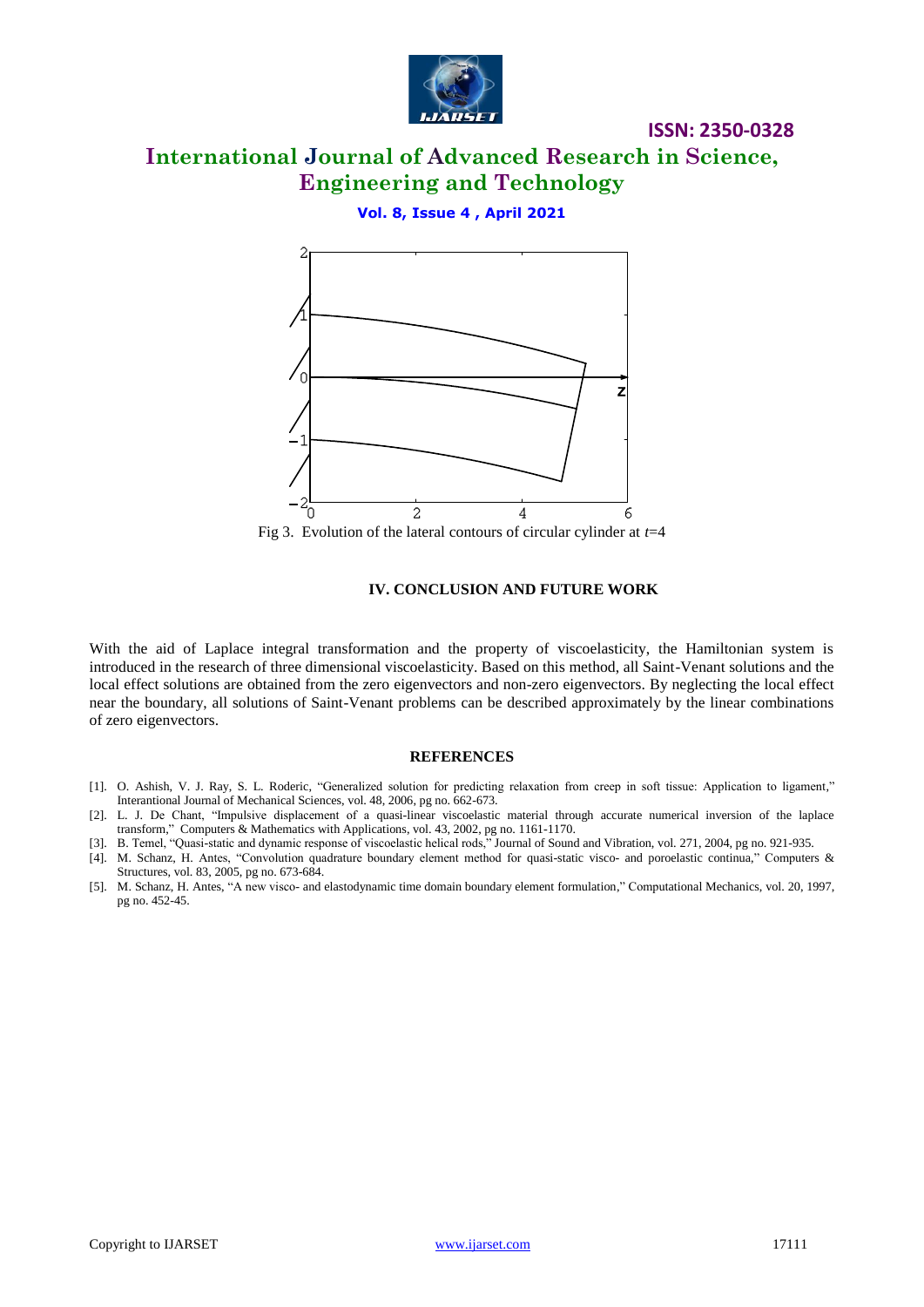2

1

0

−1

−2

0 2 4 6

z

Fig 3. Evolution of the lateral contours of circular cylinder at *t*=4

## IV. CONCLUSION AND FUTURE WORK

With the aid of Laplace integral transformation and the property of viscoelasticity, the Hamiltonian system is introduced in the research of three dimensional viscoelasticity. Based on this method, all Saint-Venant solutions and the local effect solutions are obtained from the zero eigenvectors and non-zero eigenvectors. By neglecting the local effect near the boundary, all solutions of Saint-Venant problems can be described approximately by the linear combinations of zero eigenvectors.

## REFERENCES

[1]. O. Ashish, V. J. Ray, S. L. Roderic, "Generalized solution for predicting relaxation from creep in soft tissue: Application to ligament," Interantional Journal of Mechanical Sciences, vol. 48, 2006, pg no. 662-673.

[2]. L. J. De Chant, "Impulsive displacement of a quasi-linear viscoelastic material through accurate numerical inversion of the laplace transform," Computers & Mathematics with Applications, vol. 43, 2002, pg no. 1161-1170.

[3]. B. Temel, "Quasi-static and dynamic response of viscoelastic helical rods," Journal of Sound and Vibration, vol. 271, 2004, pg no. 921-935.

[4]. M. Schanz, H. Antes, "Convolution quadrature boundary element method for quasi-static visco- and poroelastic continua," Computers & Structures, vol. 83, 2005, pg no. 673-684.

[5]. M. Schanz, H. Antes, "A new visco- and elastodynamic time domain boundary element formulation," Computational Mechanics, vol. 20, 1997, pg no. 452-45.